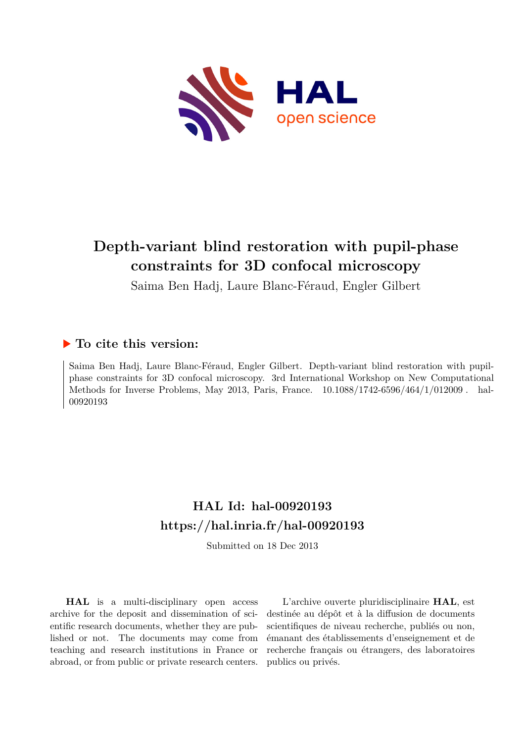# Depth-variant blind restoration with pupil-phase constraints for 3D confocal microscopy

Saima Ben Hadj, Laure Blanc-Féraud, Engler Gilbert

## ▶ To cite this version:

Saima Ben Hadj, Laure Blanc-Féraud, Engler Gilbert. Depth-variant blind restoration with pupil-phase constraints for 3D confocal microscopy. 3rd International Workshop on New Computational Methods for Inverse Problems, May 2013, Paris, France. 10.1088/1742-6596/464/1/012009 . hal-00920193

## HAL Id: hal-00920193
## https://hal.inria.fr/hal-00920193

Submitted on 18 Dec 2013

**HAL** is a multi-disciplinary open access archive for the deposit and dissemination of scientific research documents, whether they are published or not. The documents may come from teaching and research institutions in France or abroad, or from public or private research centers.

L'archive ouverte pluridisciplinaire **HAL**, est destinée au dépôt et à la diffusion de documents scientifiques de niveau recherche, publiés ou non, émanant des établissements d'enseignement et de recherche français ou étrangers, des laboratoires publics ou privés.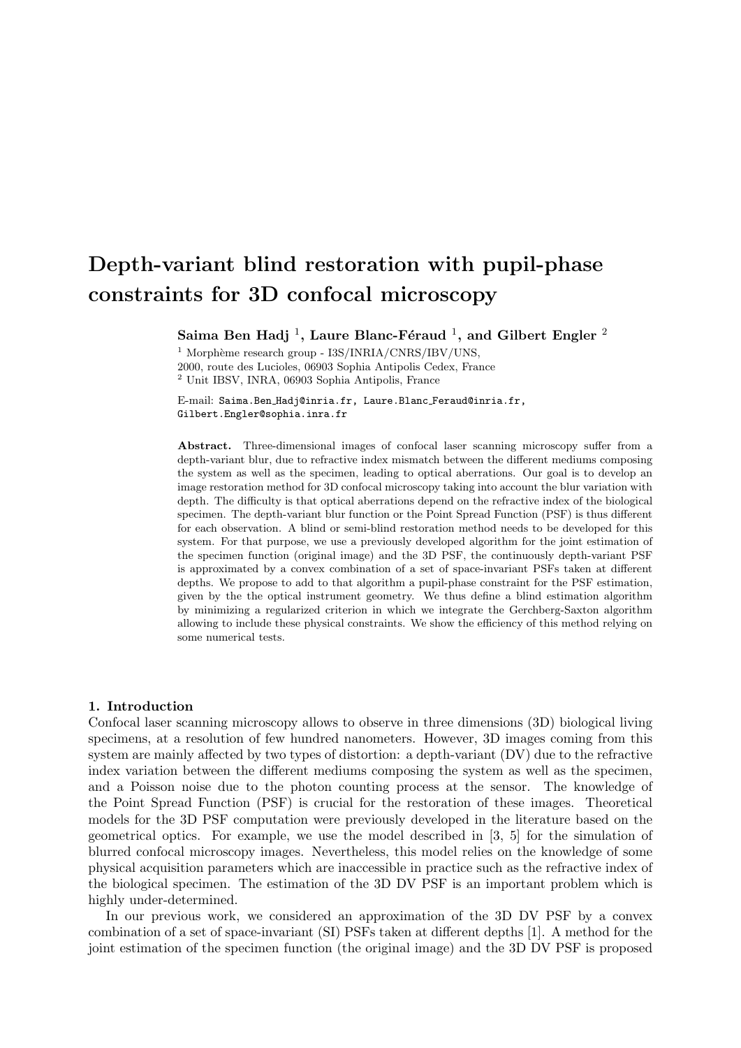# Depth-variant blind restoration with pupil-phase constraints for 3D confocal microscopy

**Saima Ben Hadj [1], Laure Blanc-Féraud [1], and Gilbert Engler [2]**

[1] Morphème research group - I3S/INRIA/CNRS/IBV/UNS,
2000, route des Lucioles, 06903 Sophia Antipolis Cedex, France
[2] Unit IBSV, INRA, 06903 Sophia Antipolis, France

E-mail: Saima.Ben_Hadj@inria.fr, Laure.Blanc_Feraud@inria.fr, Gilbert.Engler@sophia.inra.fr

**Abstract.** Three-dimensional images of confocal laser scanning microscopy suffer from a depth-variant blur, due to refractive index mismatch between the different mediums composing the system as well as the specimen, leading to optical aberrations. Our goal is to develop an image restoration method for 3D confocal microscopy taking into account the blur variation with depth. The difficulty is that optical aberrations depend on the refractive index of the biological specimen. The depth-variant blur function or the Point Spread Function (PSF) is thus different for each observation. A blind or semi-blind restoration method needs to be developed for this system. For that purpose, we use a previously developed algorithm for the joint estimation of the specimen function (original image) and the 3D PSF, the continuously depth-variant PSF is approximated by a convex combination of a set of space-invariant PSFs taken at different depths. We propose to add to that algorithm a pupil-phase constraint for the PSF estimation, given by the the optical instrument geometry. We thus define a blind estimation algorithm by minimizing a regularized criterion in which we integrate the Gerchberg-Saxton algorithm allowing to include these physical constraints. We show the efficiency of this method relying on some numerical tests.

## 1. Introduction

Confocal laser scanning microscopy allows to observe in three dimensions (3D) biological living specimens, at a resolution of few hundred nanometers. However, 3D images coming from this system are mainly affected by two types of distortion: a depth-variant (DV) due to the refractive index variation between the different mediums composing the system as well as the specimen, and a Poisson noise due to the photon counting process at the sensor. The knowledge of the Point Spread Function (PSF) is crucial for the restoration of these images. Theoretical models for the 3D PSF computation were previously developed in the literature based on the geometrical optics. For example, we use the model described in [3, 5] for the simulation of blurred confocal microscopy images. Nevertheless, this model relies on the knowledge of some physical acquisition parameters which are inaccessible in practice such as the refractive index of the biological specimen. The estimation of the 3D DV PSF is an important problem which is highly under-determined.

In our previous work, we considered an approximation of the 3D DV PSF by a convex combination of a set of space-invariant (SI) PSFs taken at different depths [1]. A method for the joint estimation of the specimen function (the original image) and the 3D DV PSF is proposed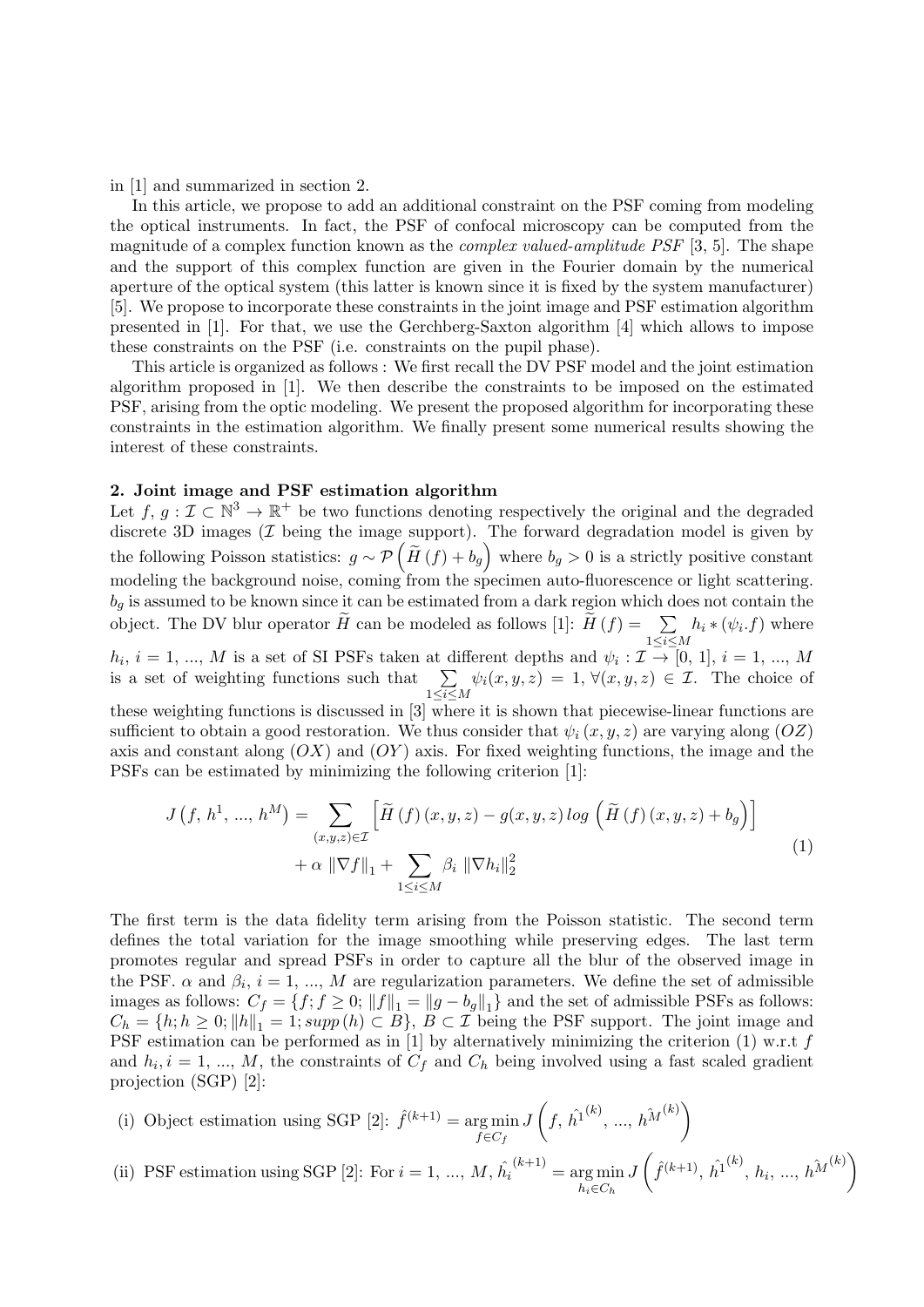in [1] and summarized in section 2.

In this article, we propose to add an additional constraint on the PSF coming from modeling the optical instruments. In fact, the PSF of confocal microscopy can be computed from the magnitude of a complex function known as the *complex valued-amplitude PSF* [3, 5]. The shape and the support of this complex function are given in the Fourier domain by the numerical aperture of the optical system (this latter is known since it is fixed by the system manufacturer) [5]. We propose to incorporate these constraints in the joint image and PSF estimation algorithm presented in [1]. For that, we use the Gerchberg-Saxton algorithm [4] which allows to impose these constraints on the PSF (i.e. constraints on the pupil phase).

This article is organized as follows : We first recall the DV PSF model and the joint estimation algorithm proposed in [1]. We then describe the constraints to be imposed on the estimated PSF, arising from the optic modeling. We present the proposed algorithm for incorporating these constraints in the estimation algorithm. We finally present some numerical results showing the interest of these constraints.

## 2. Joint image and PSF estimation algorithm

Let $f,\, g : \mathcal{I} \subset \mathbb{N}^3 \rightarrow \mathbb{R}^+$ be two functions denoting respectively the original and the degraded discrete 3D images ($\mathcal{I}$ being the image support). The forward degradation model is given by the following Poisson statistics: $g \sim \mathcal{P}\left(\widetilde{H}\left(f\right) + b_g\right)$ where $b_g > 0$ is a strictly positive constant modeling the background noise, coming from the specimen auto-fluorescence or light scattering. $b_g$ is assumed to be known since it can be estimated from a dark region which does not contain the object. The DV blur operator $\widetilde{H}$ can be modeled as follows [1]: $\widetilde{H}\left(f\right) = \sum_{1 \leq i \leq M} h_i * (\psi_i . f)$ where $h_i$, $i = 1, \ldots, M$ is a set of SI PSFs taken at different depths and $\psi_i : \mathcal{I} \rightarrow [0,\, 1]$, $i = 1, \ldots, M$ is a set of weighting functions such that $\sum_{1 \leq i \leq M} \psi_i(x, y, z) = 1,\ \forall (x, y, z) \in \mathcal{I}$. The choice of these weighting functions is discussed in [3] where it is shown that piecewise-linear functions are sufficient to obtain a good restoration. We thus consider that $\psi_i\left(x, y, z\right)$ are varying along $(OZ)$ axis and constant along $(OX)$ and $(OY)$ axis. For fixed weighting functions, the image and the PSFs can be estimated by minimizing the following criterion [1]:

$$
\begin{aligned}
J\left(f,\, h^1,\, \ldots,\, h^M\right) = &\sum_{(x,y,z) \in \mathcal{I}} \left[ \widetilde{H}\left(f\right)(x, y, z) - g(x, y, z)\, log\, \left( \widetilde{H}\left(f\right)(x, y, z) + b_g \right) \right] \\
&+ \alpha\, \left\| \nabla f \right\|_1 + \sum_{1 \leq i \leq M} \beta_i\, \left\| \nabla h_i \right\|_2^2
\end{aligned}
\tag{1}
$$

The first term is the data fidelity term arising from the Poisson statistic. The second term defines the total variation for the image smoothing while preserving edges. The last term promotes regular and spread PSFs in order to capture all the blur of the observed image in the PSF. $\alpha$ and $\beta_i$, $i = 1, \ldots, M$ are regularization parameters. We define the set of admissible images as follows: $C_f = \{f; f \geq 0;\, \|f\|_1 = \|g - b_g\|_1\}$ and the set of admissible PSFs as follows: $C_h = \{h; h \geq 0;\, \|h\|_1 = 1;\, supp\left(h\right) \subset B\}$, $B \subset \mathcal{I}$ being the PSF support. The joint image and PSF estimation can be performed as in [1] by alternatively minimizing the criterion (1) w.r.t $f$ and $h_i$, $i = 1, \ldots, M$, the constraints of $C_f$ and $C_h$ being involved using a fast scaled gradient projection (SGP) [2]:

(i) Object estimation using SGP [2]: $\hat{f}^{(k+1)} = \underset{f \in C_f}{\arg\min}\, J\left(f,\, \hat{h^1}^{(k)},\, \ldots,\, \hat{h^M}^{(k)}\right)$

(ii) PSF estimation using SGP [2]: For $i = 1, \ldots, M$, $\hat{h_i}^{(k+1)} = \underset{h_i \in C_h}{\arg\min}\, J\left(\hat{f}^{(k+1)},\, \hat{h^1}^{(k)},\, h_i,\, \ldots,\, \hat{h^M}^{(k)}\right)$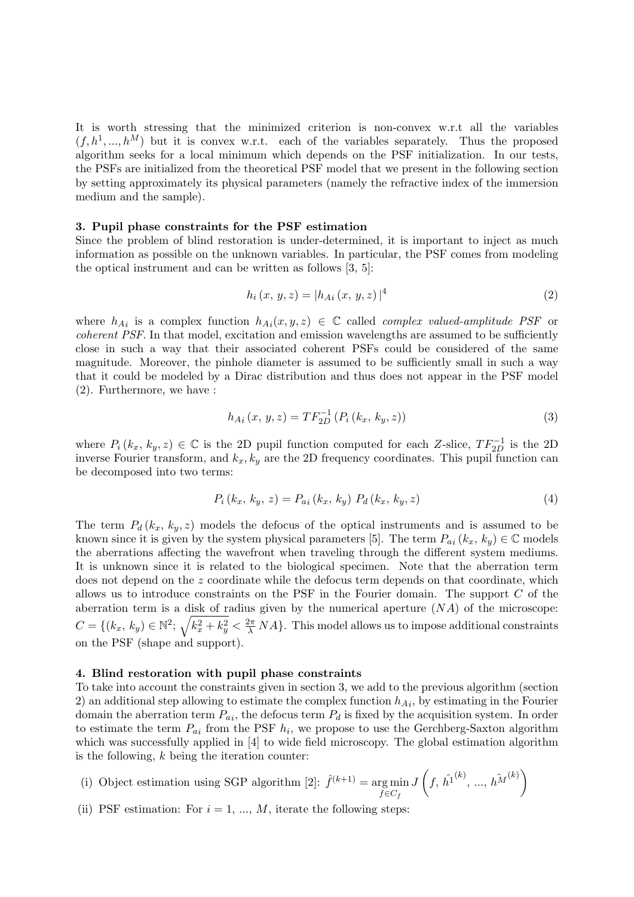It is worth stressing that the minimized criterion is non-convex w.r.t all the variables $(f, h^1, ..., h^M)$ but it is convex w.r.t. each of the variables separately. Thus the proposed algorithm seeks for a local minimum which depends on the PSF initialization. In our tests, the PSFs are initialized from the theoretical PSF model that we present in the following section by setting approximately its physical parameters (namely the refractive index of the immersion medium and the sample).

### 3. Pupil phase constraints for the PSF estimation

Since the problem of blind restoration is under-determined, it is important to inject as much information as possible on the unknown variables. In particular, the PSF comes from modeling the optical instrument and can be written as follows [3, 5]:

$$h_i\left(x,\, y, z\right) = \left|h_{Ai}\left(x,\, y, z\right)\right|^4 \tag{2}$$

where $h_{Ai}$ is a complex function $h_{Ai}(x, y, z) \in \mathbb{C}$ called *complex valued-amplitude PSF* or *coherent PSF*. In that model, excitation and emission wavelengths are assumed to be sufficiently close in such a way that their associated coherent PSFs could be considered of the same magnitude. Moreover, the pinhole diameter is assumed to be sufficiently small in such a way that it could be modeled by a Dirac distribution and thus does not appear in the PSF model (2). Furthermore, we have :

$$h_{Ai}\left(x,\, y, z\right) = TF_{2D}^{-1}\left(P_i\left(k_x,\, k_y, z\right)\right) \tag{3}$$

where $P_i\left(k_x,\, k_y, z\right) \in \mathbb{C}$ is the 2D pupil function computed for each $Z$-slice, $TF_{2D}^{-1}$ is the 2D inverse Fourier transform, and $k_x, k_y$ are the 2D frequency coordinates. This pupil function can be decomposed into two terms:

$$P_i\left(k_x,\, k_y,\, z\right) = P_{ai}\left(k_x,\, k_y\right)\, P_d\left(k_x,\, k_y, z\right) \tag{4}$$

The term $P_d\left(k_x,\, k_y, z\right)$ models the defocus of the optical instruments and is assumed to be known since it is given by the system physical parameters [5]. The term $P_{ai}\left(k_x,\, k_y\right) \in \mathbb{C}$ models the aberrations affecting the wavefront when traveling through the different system mediums. It is unknown since it is related to the biological specimen. Note that the aberration term does not depend on the $z$ coordinate while the defocus term depends on that coordinate, which allows us to introduce constraints on the PSF in the Fourier domain. The support $C$ of the aberration term is a disk of radius given by the numerical aperture ($NA$) of the microscope: $C = \{(k_x,\, k_y) \in \mathbb{N}^2;\, \sqrt{k_x^2 + k_y^2} < \frac{2\pi}{\lambda}\, NA\}$. This model allows us to impose additional constraints on the PSF (shape and support).

### 4. Blind restoration with pupil phase constraints

To take into account the constraints given in section 3, we add to the previous algorithm (section 2) an additional step allowing to estimate the complex function $h_{Ai}$, by estimating in the Fourier domain the aberration term $P_{ai}$, the defocus term $P_d$ is fixed by the acquisition system. In order to estimate the term $P_{ai}$ from the PSF $h_i$, we propose to use the Gerchberg-Saxton algorithm which was successfully applied in [4] to wide field microscopy. The global estimation algorithm is the following, $k$ being the iteration counter:

(i) Object estimation using SGP algorithm [2]: $\hat{f}^{(k+1)} = \underset{f \in C_f}{\arg\min}\, J\left(f,\, \hat{h^1}^{(k)},\, ...,\, \hat{h^M}^{(k)}\right)$

(ii) PSF estimation: For $i = 1,\, ...,\, M$, iterate the following steps: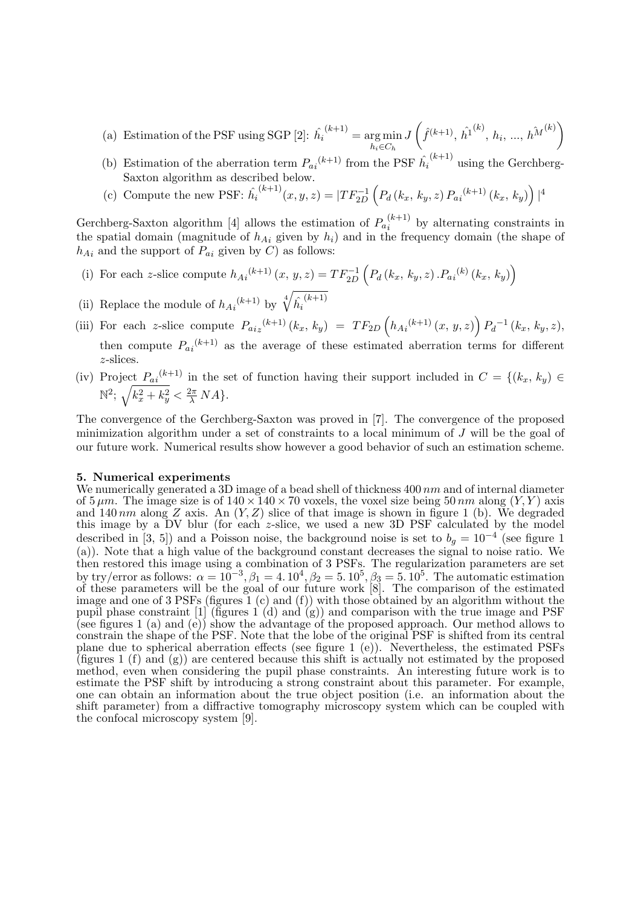(a) Estimation of the PSF using SGP [2]: $\hat{h_i}^{(k+1)} = \underset{h_i \in C_h}{\arg\min}\, J\left(\hat{f}^{(k+1)}, \hat{h^1}^{(k)}, h_i, ..., \hat{h^M}^{(k)}\right)$

(b) Estimation of the aberration term ${P_{ai}}^{(k+1)}$ from the PSF $\hat{h_i}^{(k+1)}$ using the Gerchberg-Saxton algorithm as described below.

(c) Compute the new PSF: $\hat{h_i}^{(k+1)}(x, y, z) = |TF_{2D}^{-1}\left(P_d\left(k_x,\, k_y, z\right) {P_{ai}}^{(k+1)}\left(k_x,\, k_y\right)\right)|^4$

Gerchberg-Saxton algorithm [4] allows the estimation of $P_{a_i}^{(k+1)}$ by alternating constraints in the spatial domain (magnitude of $h_{Ai}$ given by $h_i$) and in the frequency domain (the shape of $h_{Ai}$ and the support of $P_{ai}$ given by $C$) as follows:

(i) For each $z$-slice compute ${h_{Ai}}^{(k+1)}\left(x,\, y, z\right) = TF_{2D}^{-1}\left(P_d\left(k_x,\, k_y, z\right).{P_{ai}}^{(k)}\left(k_x,\, k_y\right)\right)$

(ii) Replace the module of ${h_{Ai}}^{(k+1)}$ by $\sqrt[4]{\hat{h_i}^{(k+1)}}$

(iii) For each $z$-slice compute ${P_{ai_z}}^{(k+1)}\left(k_x,\, k_y\right) = TF_{2D}\left({h_{Ai}}^{(k+1)}\left(x,\, y, z\right)\right) {P_d}^{-1}\left(k_x,\, k_y, z\right)$, then compute ${P_{ai}}^{(k+1)}$ as the average of these estimated aberration terms for different $z$-slices.

(iv) Project ${P_{ai}}^{(k+1)}$ in the set of function having their support included in $C = \{(k_x,\, k_y) \in \mathbb{N}^2;\, \sqrt{k_x^2 + k_y^2} < \frac{2\pi}{\lambda}\, NA\}$.

The convergence of the Gerchberg-Saxton was proved in [7]. The convergence of the proposed minimization algorithm under a set of constraints to a local minimum of $J$ will be the goal of our future work. Numerical results show however a good behavior of such an estimation scheme.

## 5. Numerical experiments

We numerically generated a 3D image of a bead shell of thickness 400 $nm$ and of internal diameter of 5 $\mu m$. The image size is of $140 \times 140 \times 70$ voxels, the voxel size being 50 $nm$ along $(Y, Y)$ axis and 140 $nm$ along $Z$ axis. An $(Y, Z)$ slice of that image is shown in figure 1 (b). We degraded this image by a DV blur (for each $z$-slice, we used a new 3D PSF calculated by the model described in [3, 5]) and a Poisson noise, the background noise is set to $b_g = 10^{-4}$ (see figure 1 (a)). Note that a high value of the background constant decreases the signal to noise ratio. We then restored this image using a combination of 3 PSFs. The regularization parameters are set by try/error as follows: $\alpha = 10^{-3}, \beta_1 = 4.\, 10^4, \beta_2 = 5.\, 10^5, \beta_3 = 5.\, 10^5$. The automatic estimation of these parameters will be the goal of our future work [8]. The comparison of the estimated image and one of 3 PSFs (figures 1 (c) and (f)) with those obtained by an algorithm without the pupil phase constraint [1] (figures 1 (d) and (g)) and comparison with the true image and PSF (see figures 1 (a) and (e)) show the advantage of the proposed approach. Our method allows to constrain the shape of the PSF. Note that the lobe of the original PSF is shifted from its central plane due to spherical aberration effects (see figure 1 (e)). Nevertheless, the estimated PSFs (figures 1 (f) and (g)) are centered because this shift is actually not estimated by the proposed method, even when considering the pupil phase constraints. An interesting future work is to estimate the PSF shift by introducing a strong constraint about this parameter. For example, one can obtain an information about the true object position (i.e. an information about the shift parameter) from a diffractive tomography microscopy system which can be coupled with the confocal microscopy system [9].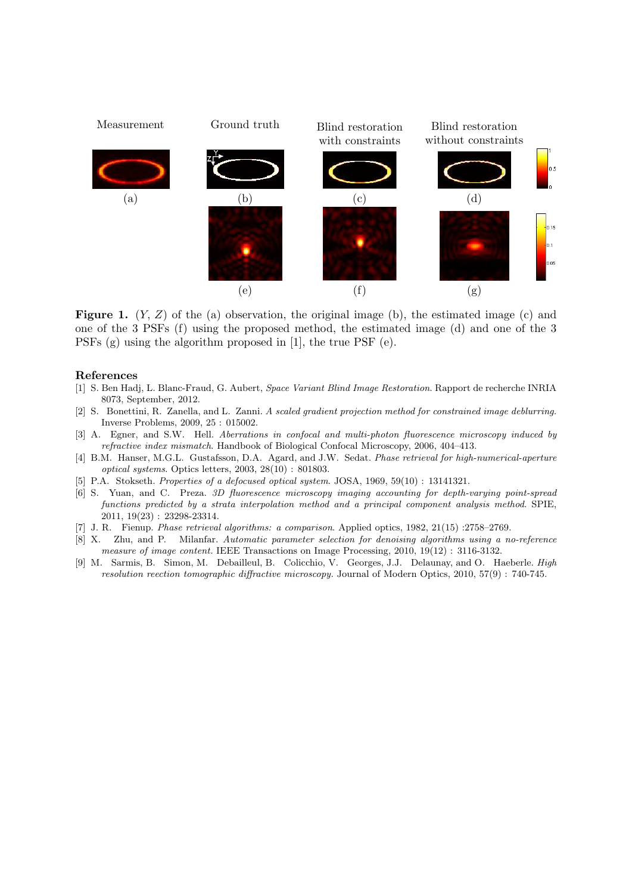Measurement

Ground truth

Blind restoration with constraints

Blind restoration without constraints

(a) (b) (c) (d)

(e) (f) (g)

**Figure 1.** ($Y$, $Z$) of the (a) observation, the original image (b), the estimated image (c) and one of the 3 PSFs (f) using the proposed method, the estimated image (d) and one of the 3 PSFs (g) using the algorithm proposed in [1], the true PSF (e).

## References

[1] S. Ben Hadj, L. Blanc-Fraud, G. Aubert, *Space Variant Blind Image Restoration*. Rapport de recherche INRIA 8073, September, 2012.

[2] S. Bonettini, R. Zanella, and L. Zanni. *A scaled gradient projection method for constrained image deblurring.* Inverse Problems, 2009, 25 : 015002.

[3] A. Egner, and S.W. Hell. *Aberrations in confocal and multi-photon fluorescence microscopy induced by refractive index mismatch*. Handbook of Biological Confocal Microscopy, 2006, 404–413.

[4] B.M. Hanser, M.G.L. Gustafsson, D.A. Agard, and J.W. Sedat. *Phase retrieval for high-numerical-aperture optical systems*. Optics letters, 2003, 28(10) : 801803.

[5] P.A. Stokseth. *Properties of a defocused optical system*. JOSA, 1969, 59(10) : 13141321.

[6] S. Yuan, and C. Preza. *3D fluorescence microscopy imaging accounting for depth-varying point-spread functions predicted by a strata interpolation method and a principal component analysis method*. SPIE, 2011, 19(23) : 23298-23314.

[7] J. R. Fienup. *Phase retrieval algorithms: a comparison*. Applied optics, 1982, 21(15) :2758–2769.

[8] X. Zhu, and P. Milanfar. *Automatic parameter selection for denoising algorithms using a no-reference measure of image content.* IEEE Transactions on Image Processing, 2010, 19(12) : 3116-3132.

[9] M. Sarmis, B. Simon, M. Debailleul, B. Colicchio, V. Georges, J.J. Delaunay, and O. Haeberle. *High resolution reection tomographic diffractive microscopy.* Journal of Modern Optics, 2010, 57(9) : 740-745.